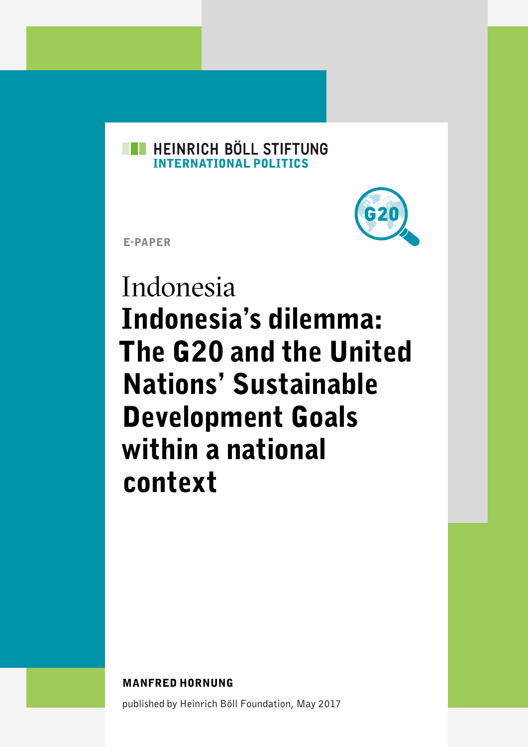HEINRICH BÖLL STIFTUNG
INTERNATIONAL POLITICS

G20

E-PAPER

Indonesia

# Indonesia's dilemma: The G20 and the United Nations' Sustainable Development Goals within a national context

**MANFRED HORNUNG**

published by Heinrich Böll Foundation, May 2017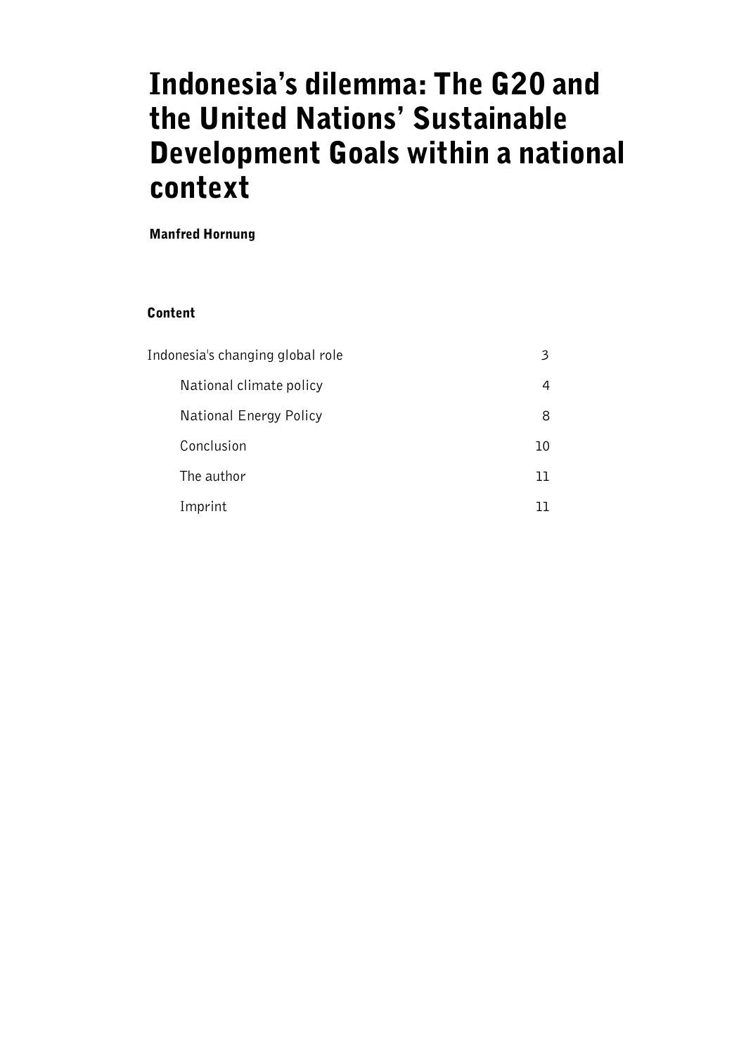# Indonesia's dilemma: The G20 and the United Nations' Sustainable Development Goals within a national context

**Manfred Hornung**

## Content

| | |
|---|---|
| Indonesia's changing global role | 3 |
| National climate policy | 4 |
| National Energy Policy | 8 |
| Conclusion | 10 |
| The author | 11 |
| Imprint | 11 |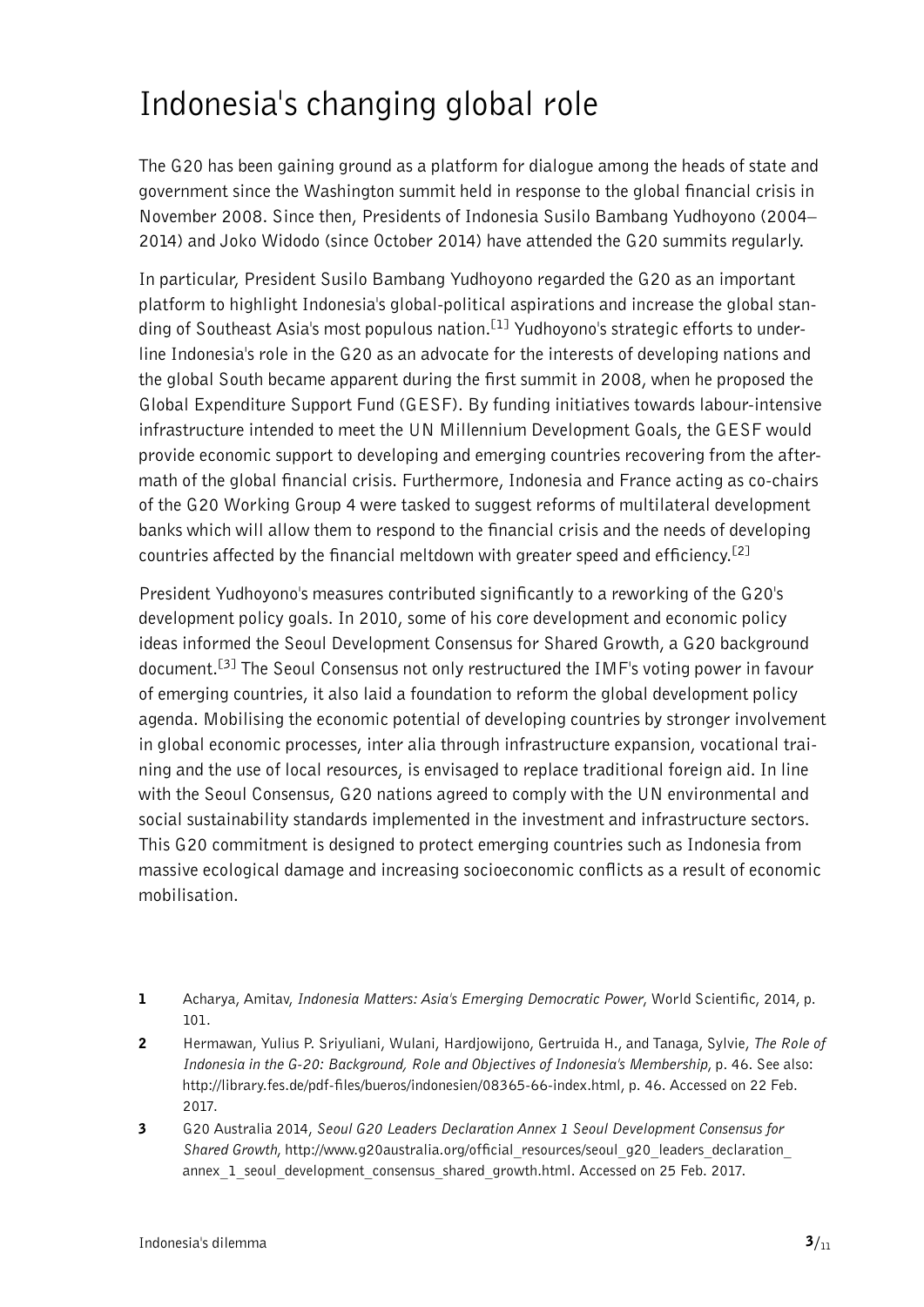# Indonesia's changing global role

The G20 has been gaining ground as a platform for dialogue among the heads of state and government since the Washington summit held in response to the global financial crisis in November 2008. Since then, Presidents of Indonesia Susilo Bambang Yudhoyono (2004–2014) and Joko Widodo (since October 2014) have attended the G20 summits regularly.

In particular, President Susilo Bambang Yudhoyono regarded the G20 as an important platform to highlight Indonesia's global-political aspirations and increase the global standing of Southeast Asia's most populous nation.[1] Yudhoyono's strategic efforts to underline Indonesia's role in the G20 as an advocate for the interests of developing nations and the global South became apparent during the first summit in 2008, when he proposed the Global Expenditure Support Fund (GESF). By funding initiatives towards labour-intensive infrastructure intended to meet the UN Millennium Development Goals, the GESF would provide economic support to developing and emerging countries recovering from the aftermath of the global financial crisis. Furthermore, Indonesia and France acting as co-chairs of the G20 Working Group 4 were tasked to suggest reforms of multilateral development banks which will allow them to respond to the financial crisis and the needs of developing countries affected by the financial meltdown with greater speed and efficiency.[2]

President Yudhoyono's measures contributed significantly to a reworking of the G20's development policy goals. In 2010, some of his core development and economic policy ideas informed the Seoul Development Consensus for Shared Growth, a G20 background document.[3] The Seoul Consensus not only restructured the IMF's voting power in favour of emerging countries, it also laid a foundation to reform the global development policy agenda. Mobilising the economic potential of developing countries by stronger involvement in global economic processes, inter alia through infrastructure expansion, vocational training and the use of local resources, is envisaged to replace traditional foreign aid. In line with the Seoul Consensus, G20 nations agreed to comply with the UN environmental and social sustainability standards implemented in the investment and infrastructure sectors. This G20 commitment is designed to protect emerging countries such as Indonesia from massive ecological damage and increasing socioeconomic conflicts as a result of economic mobilisation.

1 Acharya, Amitav, *Indonesia Matters: Asia's Emerging Democratic Power*, World Scientific, 2014, p. 101.

2 Hermawan, Yulius P. Sriyuliani, Wulani, Hardjowijono, Gertruida H., and Tanaga, Sylvie, *The Role of Indonesia in the G-20: Background, Role and Objectives of Indonesia's Membership*, p. 46. See also: http://library.fes.de/pdf-files/bueros/indonesien/08365-66-index.html, p. 46. Accessed on 22 Feb. 2017.

3 G20 Australia 2014, *Seoul G20 Leaders Declaration Annex 1 Seoul Development Consensus for Shared Growth*, http://www.g20australia.org/official_resources/seoul_g20_leaders_declaration_annex_1_seoul_development_consensus_shared_growth.html. Accessed on 25 Feb. 2017.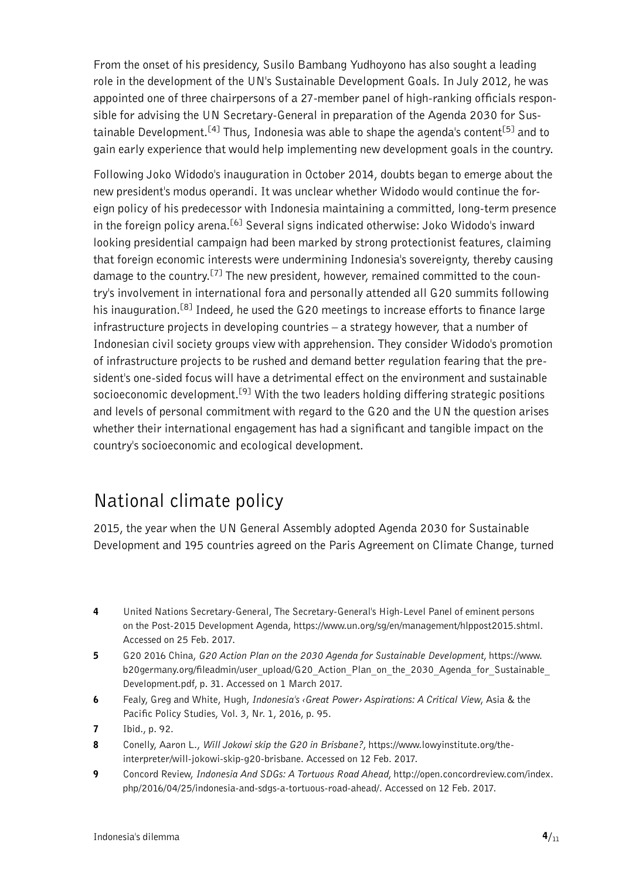From the onset of his presidency, Susilo Bambang Yudhoyono has also sought a leading role in the development of the UN's Sustainable Development Goals. In July 2012, he was appointed one of three chairpersons of a 27-member panel of high-ranking officials responsible for advising the UN Secretary-General in preparation of the Agenda 2030 for Sustainable Development.[4] Thus, Indonesia was able to shape the agenda's content[5] and to gain early experience that would help implementing new development goals in the country.

Following Joko Widodo's inauguration in October 2014, doubts began to emerge about the new president's modus operandi. It was unclear whether Widodo would continue the foreign policy of his predecessor with Indonesia maintaining a committed, long-term presence in the foreign policy arena.[6] Several signs indicated otherwise: Joko Widodo's inward looking presidential campaign had been marked by strong protectionist features, claiming that foreign economic interests were undermining Indonesia's sovereignty, thereby causing damage to the country.[7] The new president, however, remained committed to the country's involvement in international fora and personally attended all G20 summits following his inauguration.[8] Indeed, he used the G20 meetings to increase efforts to finance large infrastructure projects in developing countries – a strategy however, that a number of Indonesian civil society groups view with apprehension. They consider Widodo's promotion of infrastructure projects to be rushed and demand better regulation fearing that the president's one-sided focus will have a detrimental effect on the environment and sustainable socioeconomic development.[9] With the two leaders holding differing strategic positions and levels of personal commitment with regard to the G20 and the UN the question arises whether their international engagement has had a significant and tangible impact on the country's socioeconomic and ecological development.

## National climate policy

2015, the year when the UN General Assembly adopted Agenda 2030 for Sustainable Development and 195 countries agreed on the Paris Agreement on Climate Change, turned

---

**4** United Nations Secretary-General, The Secretary-General's High-Level Panel of eminent persons on the Post-2015 Development Agenda, https://www.un.org/sg/en/management/hlppost2015.shtml. Accessed on 25 Feb. 2017.

**5** G20 2016 China, *G20 Action Plan on the 2030 Agenda for Sustainable Development*, https://www.b20germany.org/fileadmin/user_upload/G20_Action_Plan_on_the_2030_Agenda_for_Sustainable_Development.pdf, p. 31. Accessed on 1 March 2017.

**6** Fealy, Greg and White, Hugh, *Indonesia's ‹Great Power› Aspirations: A Critical View*, Asia & the Pacific Policy Studies, Vol. 3, Nr. 1, 2016, p. 95.

**7** Ibid., p. 92.

**8** Conelly, Aaron L., *Will Jokowi skip the G20 in Brisbane?*, https://www.lowyinstitute.org/the-interpreter/will-jokowi-skip-g20-brisbane. Accessed on 12 Feb. 2017.

**9** Concord Review, *Indonesia And SDGs: A Tortuous Road Ahead*, http://open.concordreview.com/index.php/2016/04/25/indonesia-and-sdgs-a-tortuous-road-ahead/. Accessed on 12 Feb. 2017.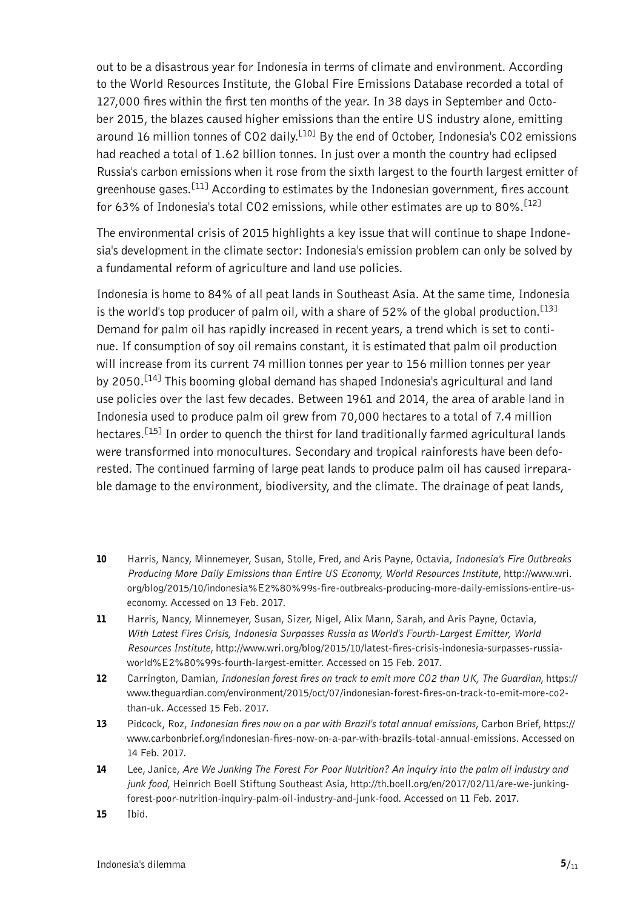out to be a disastrous year for Indonesia in terms of climate and environment. According to the World Resources Institute, the Global Fire Emissions Database recorded a total of 127,000 fires within the first ten months of the year. In 38 days in September and October 2015, the blazes caused higher emissions than the entire US industry alone, emitting around 16 million tonnes of $CO_2$ daily.[10] By the end of October, Indonesia's $CO_2$ emissions had reached a total of 1.62 billion tonnes. In just over a month the country had eclipsed Russia's carbon emissions when it rose from the sixth largest to the fourth largest emitter of greenhouse gases.[11] According to estimates by the Indonesian government, fires account for 63% of Indonesia's total $CO_2$ emissions, while other estimates are up to 80%.[12]

The environmental crisis of 2015 highlights a key issue that will continue to shape Indonesia's development in the climate sector: Indonesia's emission problem can only be solved by a fundamental reform of agriculture and land use policies.

Indonesia is home to 84% of all peat lands in Southeast Asia. At the same time, Indonesia is the world's top producer of palm oil, with a share of 52% of the global production.[13] Demand for palm oil has rapidly increased in recent years, a trend which is set to continue. If consumption of soy oil remains constant, it is estimated that palm oil production will increase from its current 74 million tonnes per year to 156 million tonnes per year by 2050.[14] This booming global demand has shaped Indonesia's agricultural and land use policies over the last few decades. Between 1961 and 2014, the area of arable land in Indonesia used to produce palm oil grew from 70,000 hectares to a total of 7.4 million hectares.[15] In order to quench the thirst for land traditionally farmed agricultural lands were transformed into monocultures. Secondary and tropical rainforests have been deforested. The continued farming of large peat lands to produce palm oil has caused irreparable damage to the environment, biodiversity, and the climate. The drainage of peat lands,

---

**10** Harris, Nancy, Minnemeyer, Susan, Stolle, Fred, and Aris Payne, Octavia, *Indonesia's Fire Outbreaks Producing More Daily Emissions than Entire US Economy, World Resources Institute*, http://www.wri.org/blog/2015/10/indonesia%E2%80%99s-fire-outbreaks-producing-more-daily-emissions-entire-us-economy. Accessed on 13 Feb. 2017.

**11** Harris, Nancy, Minnemeyer, Susan, Sizer, Nigel, Alix Mann, Sarah, and Aris Payne, Octavia, *With Latest Fires Crisis, Indonesia Surpasses Russia as World's Fourth-Largest Emitter, World Resources Institute*, http://www.wri.org/blog/2015/10/latest-fires-crisis-indonesia-surpasses-russia-world%E2%80%99s-fourth-largest-emitter. Accessed on 15 Feb. 2017.

**12** Carrington, Damian, *Indonesian forest fires on track to emit more CO2 than UK, The Guardian*, https://www.theguardian.com/environment/2015/oct/07/indonesian-forest-fires-on-track-to-emit-more-co2-than-uk. Accessed 15 Feb. 2017.

**13** Pidcock, Roz, *Indonesian fires now on a par with Brazil's total annual emissions*, Carbon Brief, https://www.carbonbrief.org/indonesian-fires-now-on-a-par-with-brazils-total-annual-emissions. Accessed on 14 Feb. 2017.

**14** Lee, Janice, *Are We Junking The Forest For Poor Nutrition? An inquiry into the palm oil industry and junk food*, Heinrich Boell Stiftung Southeast Asia, http://th.boell.org/en/2017/02/11/are-we-junking-forest-poor-nutrition-inquiry-palm-oil-industry-and-junk-food. Accessed on 11 Feb. 2017.

**15** Ibid.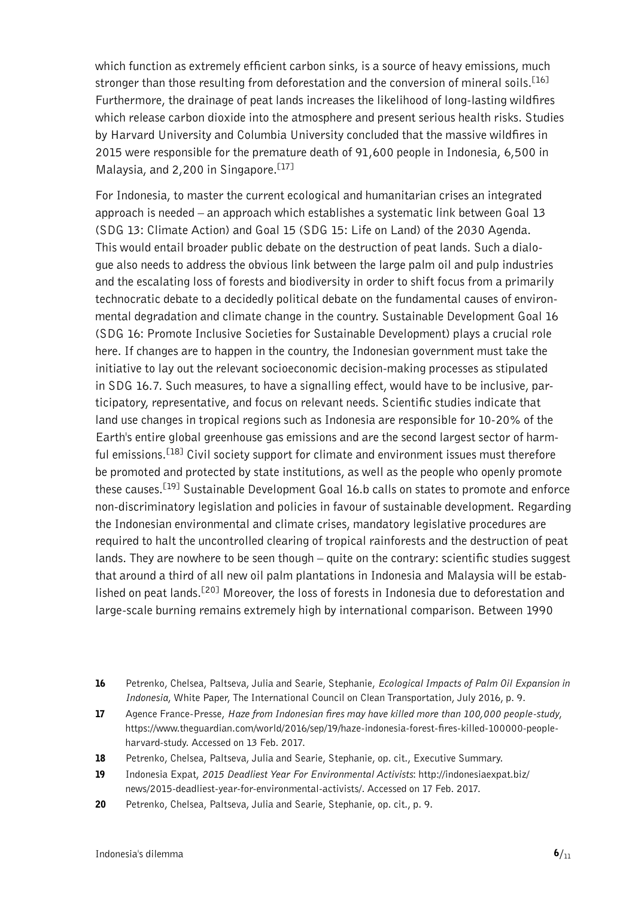which function as extremely efficient carbon sinks, is a source of heavy emissions, much stronger than those resulting from deforestation and the conversion of mineral soils.[16] Furthermore, the drainage of peat lands increases the likelihood of long-lasting wildfires which release carbon dioxide into the atmosphere and present serious health risks. Studies by Harvard University and Columbia University concluded that the massive wildfires in 2015 were responsible for the premature death of 91,600 people in Indonesia, 6,500 in Malaysia, and 2,200 in Singapore.[17]

For Indonesia, to master the current ecological and humanitarian crises an integrated approach is needed – an approach which establishes a systematic link between Goal 13 (SDG 13: Climate Action) and Goal 15 (SDG 15: Life on Land) of the 2030 Agenda. This would entail broader public debate on the destruction of peat lands. Such a dialogue also needs to address the obvious link between the large palm oil and pulp industries and the escalating loss of forests and biodiversity in order to shift focus from a primarily technocratic debate to a decidedly political debate on the fundamental causes of environmental degradation and climate change in the country. Sustainable Development Goal 16 (SDG 16: Promote Inclusive Societies for Sustainable Development) plays a crucial role here. If changes are to happen in the country, the Indonesian government must take the initiative to lay out the relevant socioeconomic decision-making processes as stipulated in SDG 16.7. Such measures, to have a signalling effect, would have to be inclusive, participatory, representative, and focus on relevant needs. Scientific studies indicate that land use changes in tropical regions such as Indonesia are responsible for 10-20% of the Earth's entire global greenhouse gas emissions and are the second largest sector of harmful emissions.[18] Civil society support for climate and environment issues must therefore be promoted and protected by state institutions, as well as the people who openly promote these causes.[19] Sustainable Development Goal 16.b calls on states to promote and enforce non-discriminatory legislation and policies in favour of sustainable development. Regarding the Indonesian environmental and climate crises, mandatory legislative procedures are required to halt the uncontrolled clearing of tropical rainforests and the destruction of peat lands. They are nowhere to be seen though – quite on the contrary: scientific studies suggest that around a third of all new oil palm plantations in Indonesia and Malaysia will be established on peat lands.[20] Moreover, the loss of forests in Indonesia due to deforestation and large-scale burning remains extremely high by international comparison. Between 1990

---

**16** Petrenko, Chelsea, Paltseva, Julia and Searie, Stephanie, *Ecological Impacts of Palm Oil Expansion in Indonesia*, White Paper, The International Council on Clean Transportation, July 2016, p. 9.

**17** Agence France-Presse, *Haze from Indonesian fires may have killed more than 100,000 people-study*, https://www.theguardian.com/world/2016/sep/19/haze-indonesia-forest-fires-killed-100000-people-harvard-study. Accessed on 13 Feb. 2017.

**18** Petrenko, Chelsea, Paltseva, Julia and Searie, Stephanie, op. cit., Executive Summary.

**19** Indonesia Expat, *2015 Deadliest Year For Environmental Activists*: http://indonesiaexpat.biz/news/2015-deadliest-year-for-environmental-activists/. Accessed on 17 Feb. 2017.

**20** Petrenko, Chelsea, Paltseva, Julia and Searie, Stephanie, op. cit., p. 9.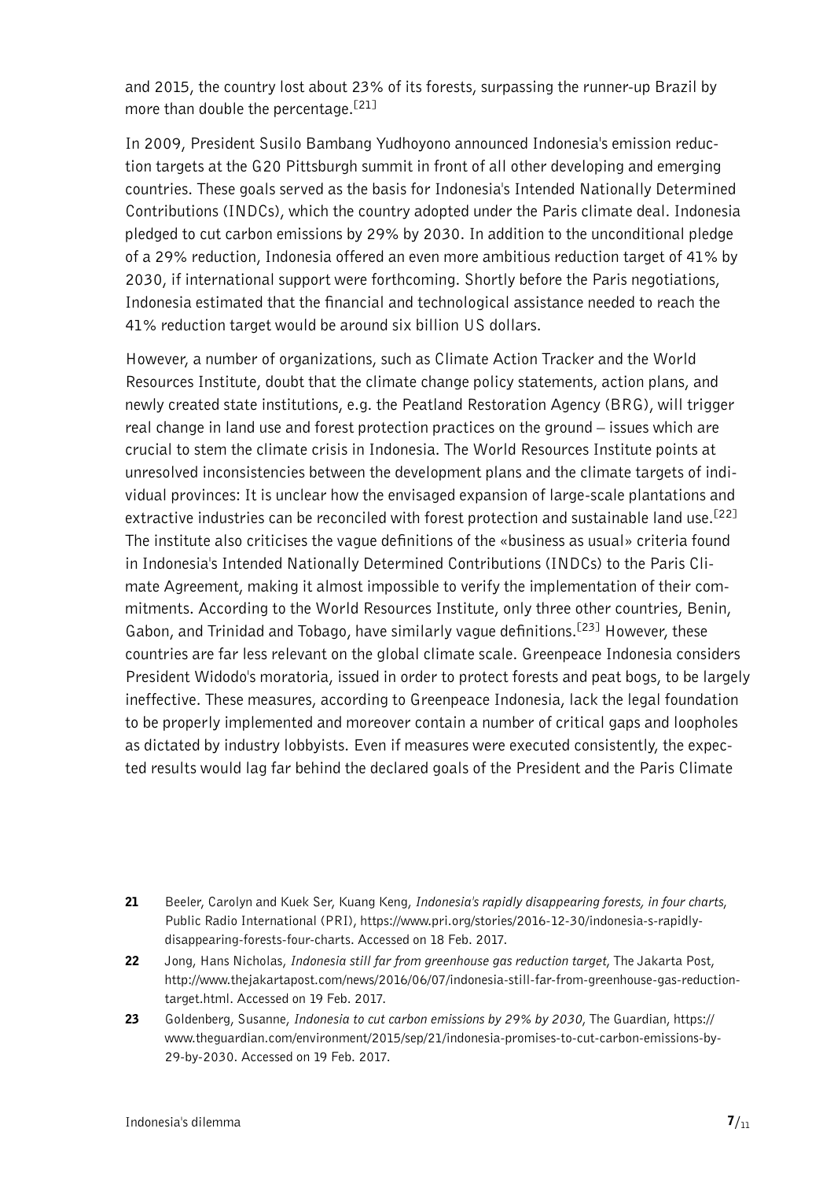and 2015, the country lost about 23% of its forests, surpassing the runner-up Brazil by more than double the percentage.[21]

In 2009, President Susilo Bambang Yudhoyono announced Indonesia's emission reduction targets at the G20 Pittsburgh summit in front of all other developing and emerging countries. These goals served as the basis for Indonesia's Intended Nationally Determined Contributions (INDCs), which the country adopted under the Paris climate deal. Indonesia pledged to cut carbon emissions by 29% by 2030. In addition to the unconditional pledge of a 29% reduction, Indonesia offered an even more ambitious reduction target of 41% by 2030, if international support were forthcoming. Shortly before the Paris negotiations, Indonesia estimated that the financial and technological assistance needed to reach the 41% reduction target would be around six billion US dollars.

However, a number of organizations, such as Climate Action Tracker and the World Resources Institute, doubt that the climate change policy statements, action plans, and newly created state institutions, e.g. the Peatland Restoration Agency (BRG), will trigger real change in land use and forest protection practices on the ground – issues which are crucial to stem the climate crisis in Indonesia. The World Resources Institute points at unresolved inconsistencies between the development plans and the climate targets of individual provinces: It is unclear how the envisaged expansion of large-scale plantations and extractive industries can be reconciled with forest protection and sustainable land use.[22] The institute also criticises the vague definitions of the «business as usual» criteria found in Indonesia's Intended Nationally Determined Contributions (INDCs) to the Paris Climate Agreement, making it almost impossible to verify the implementation of their commitments. According to the World Resources Institute, only three other countries, Benin, Gabon, and Trinidad and Tobago, have similarly vague definitions.[23] However, these countries are far less relevant on the global climate scale. Greenpeace Indonesia considers President Widodo's moratoria, issued in order to protect forests and peat bogs, to be largely ineffective. These measures, according to Greenpeace Indonesia, lack the legal foundation to be properly implemented and moreover contain a number of critical gaps and loopholes as dictated by industry lobbyists. Even if measures were executed consistently, the expected results would lag far behind the declared goals of the President and the Paris Climate

---

**21** Beeler, Carolyn and Kuek Ser, Kuang Keng, *Indonesia's rapidly disappearing forests, in four charts*, Public Radio International (PRI), https://www.pri.org/stories/2016-12-30/indonesia-s-rapidly-disappearing-forests-four-charts. Accessed on 18 Feb. 2017.

**22** Jong, Hans Nicholas, *Indonesia still far from greenhouse gas reduction target*, The Jakarta Post, http://www.thejakartapost.com/news/2016/06/07/indonesia-still-far-from-greenhouse-gas-reduction-target.html. Accessed on 19 Feb. 2017.

**23** Goldenberg, Susanne, *Indonesia to cut carbon emissions by 29% by 2030*, The Guardian, https://www.theguardian.com/environment/2015/sep/21/indonesia-promises-to-cut-carbon-emissions-by-29-by-2030. Accessed on 19 Feb. 2017.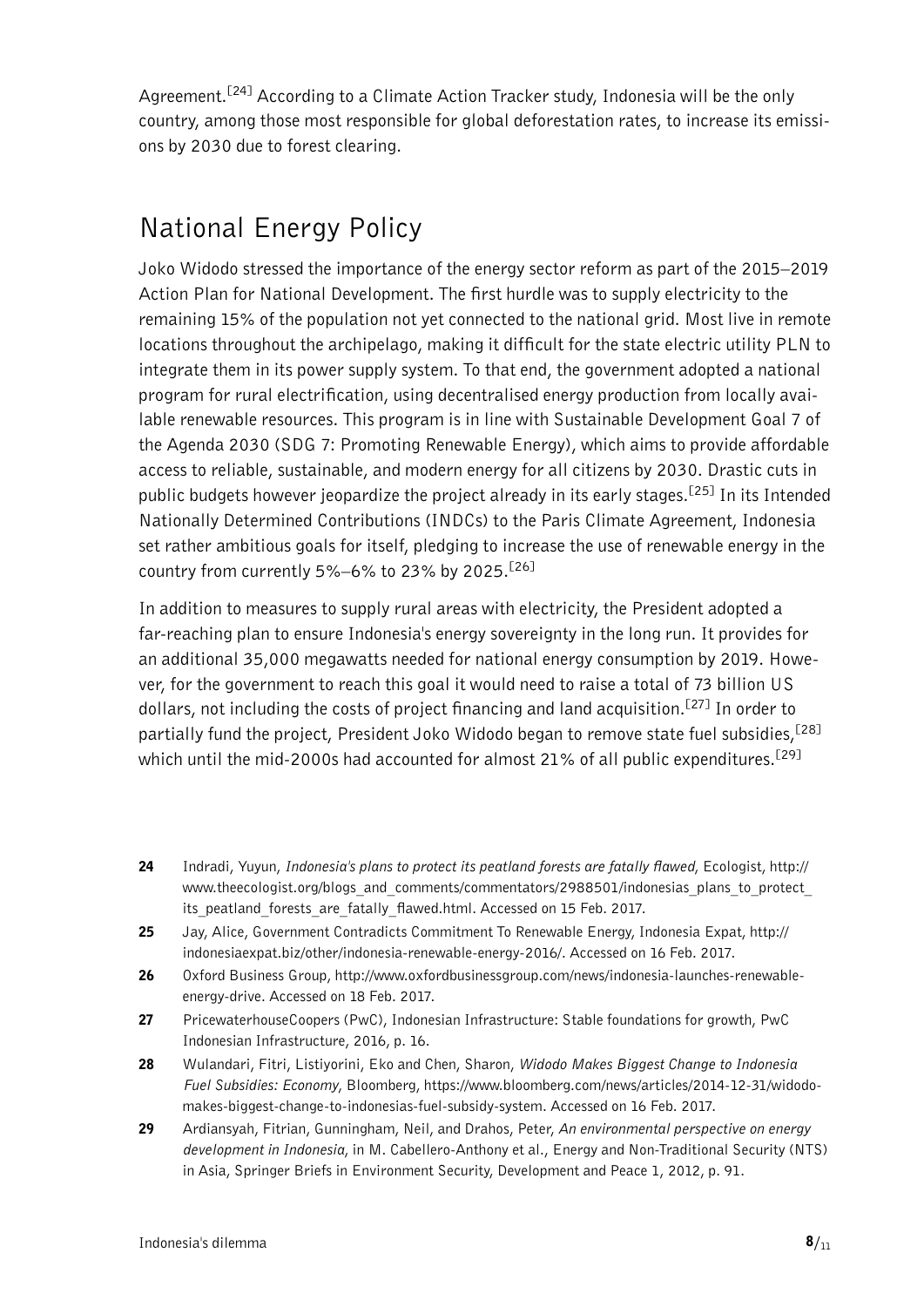Agreement.[24] According to a Climate Action Tracker study, Indonesia will be the only country, among those most responsible for global deforestation rates, to increase its emissions by 2030 due to forest clearing.

## National Energy Policy

Joko Widodo stressed the importance of the energy sector reform as part of the 2015–2019 Action Plan for National Development. The first hurdle was to supply electricity to the remaining 15% of the population not yet connected to the national grid. Most live in remote locations throughout the archipelago, making it difficult for the state electric utility PLN to integrate them in its power supply system. To that end, the government adopted a national program for rural electrification, using decentralised energy production from locally available renewable resources. This program is in line with Sustainable Development Goal 7 of the Agenda 2030 (SDG 7: Promoting Renewable Energy), which aims to provide affordable access to reliable, sustainable, and modern energy for all citizens by 2030. Drastic cuts in public budgets however jeopardize the project already in its early stages.[25] In its Intended Nationally Determined Contributions (INDCs) to the Paris Climate Agreement, Indonesia set rather ambitious goals for itself, pledging to increase the use of renewable energy in the country from currently 5%–6% to 23% by 2025.[26]

In addition to measures to supply rural areas with electricity, the President adopted a far-reaching plan to ensure Indonesia's energy sovereignty in the long run. It provides for an additional 35,000 megawatts needed for national energy consumption by 2019. However, for the government to reach this goal it would need to raise a total of 73 billion US dollars, not including the costs of project financing and land acquisition.[27] In order to partially fund the project, President Joko Widodo began to remove state fuel subsidies,[28] which until the mid-2000s had accounted for almost 21% of all public expenditures.[29]

**24** Indradi, Yuyun, *Indonesia's plans to protect its peatland forests are fatally flawed*, Ecologist, http://www.theecologist.org/blogs_and_comments/commentators/2988501/indonesias_plans_to_protect_its_peatland_forests_are_fatally_flawed.html. Accessed on 15 Feb. 2017.

**25** Jay, Alice, Government Contradicts Commitment To Renewable Energy, Indonesia Expat, http://indonesiaexpat.biz/other/indonesia-renewable-energy-2016/. Accessed on 16 Feb. 2017.

**26** Oxford Business Group, http://www.oxfordbusinessgroup.com/news/indonesia-launches-renewable-energy-drive. Accessed on 18 Feb. 2017.

**27** PricewaterhouseCoopers (PwC), Indonesian Infrastructure: Stable foundations for growth, PwC Indonesian Infrastructure, 2016, p. 16.

**28** Wulandari, Fitri, Listiyorini, Eko and Chen, Sharon, *Widodo Makes Biggest Change to Indonesia Fuel Subsidies: Economy*, Bloomberg, https://www.bloomberg.com/news/articles/2014-12-31/widodo-makes-biggest-change-to-indonesias-fuel-subsidy-system. Accessed on 16 Feb. 2017.

**29** Ardiansyah, Fitrian, Gunningham, Neil, and Drahos, Peter, *An environmental perspective on energy development in Indonesia*, in M. Cabellero-Anthony et al., Energy and Non-Traditional Security (NTS) in Asia, Springer Briefs in Environment Security, Development and Peace 1, 2012, p. 91.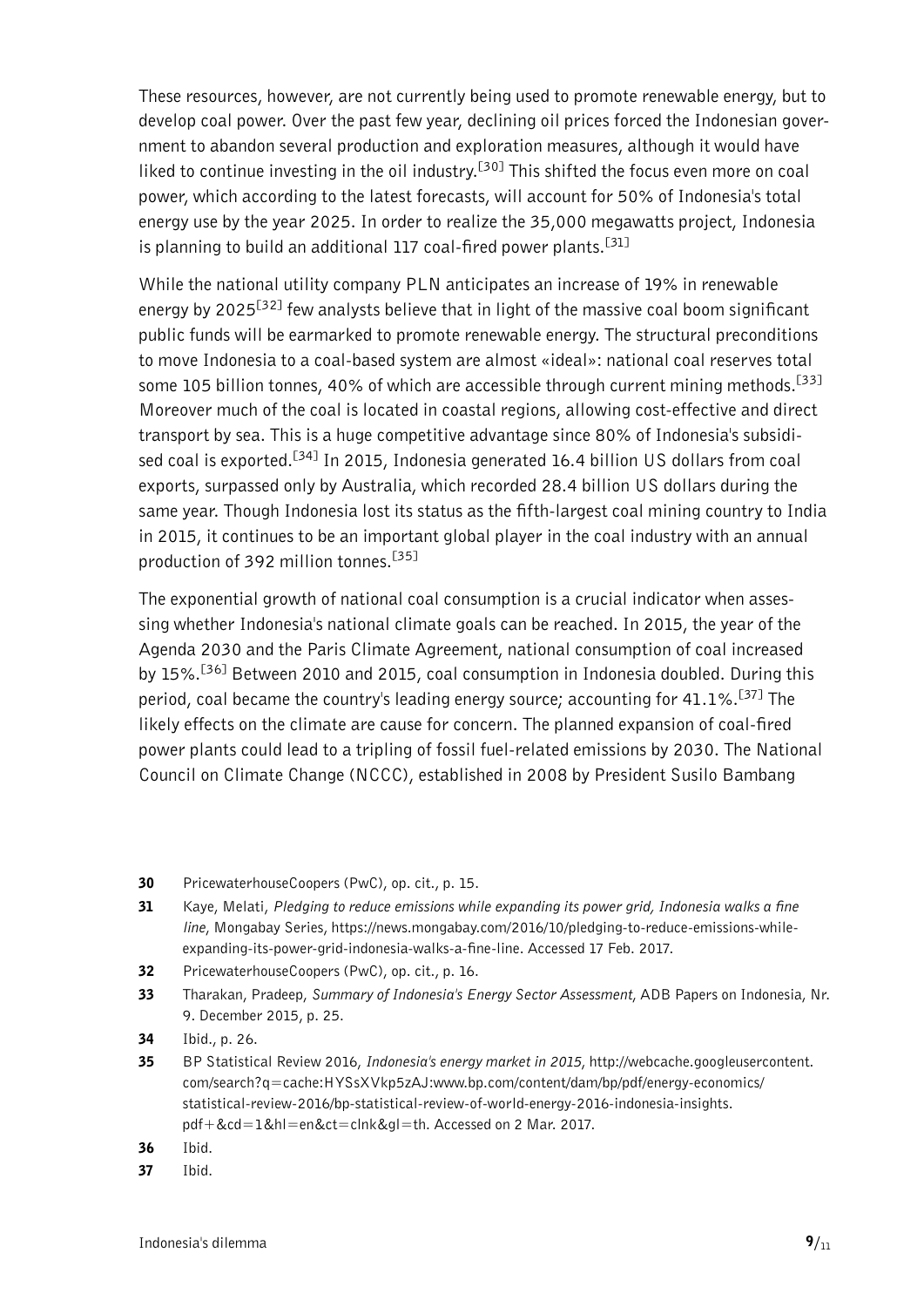These resources, however, are not currently being used to promote renewable energy, but to develop coal power. Over the past few year, declining oil prices forced the Indonesian government to abandon several production and exploration measures, although it would have liked to continue investing in the oil industry.[30] This shifted the focus even more on coal power, which according to the latest forecasts, will account for 50% of Indonesia's total energy use by the year 2025. In order to realize the 35,000 megawatts project, Indonesia is planning to build an additional 117 coal-fired power plants.[31]

While the national utility company PLN anticipates an increase of 19% in renewable energy by 2025[32] few analysts believe that in light of the massive coal boom significant public funds will be earmarked to promote renewable energy. The structural preconditions to move Indonesia to a coal-based system are almost «ideal»: national coal reserves total some 105 billion tonnes, 40% of which are accessible through current mining methods.[33] Moreover much of the coal is located in coastal regions, allowing cost-effective and direct transport by sea. This is a huge competitive advantage since 80% of Indonesia's subsidised coal is exported.[34] In 2015, Indonesia generated 16.4 billion US dollars from coal exports, surpassed only by Australia, which recorded 28.4 billion US dollars during the same year. Though Indonesia lost its status as the fifth-largest coal mining country to India in 2015, it continues to be an important global player in the coal industry with an annual production of 392 million tonnes.[35]

The exponential growth of national coal consumption is a crucial indicator when assessing whether Indonesia's national climate goals can be reached. In 2015, the year of the Agenda 2030 and the Paris Climate Agreement, national consumption of coal increased by 15%.[36] Between 2010 and 2015, coal consumption in Indonesia doubled. During this period, coal became the country's leading energy source; accounting for 41.1%.[37] The likely effects on the climate are cause for concern. The planned expansion of coal-fired power plants could lead to a tripling of fossil fuel-related emissions by 2030. The National Council on Climate Change (NCCC), established in 2008 by President Susilo Bambang

---

**30** PricewaterhouseCoopers (PwC), op. cit., p. 15.

**31** Kaye, Melati, *Pledging to reduce emissions while expanding its power grid, Indonesia walks a fine line*, Mongabay Series, https://news.mongabay.com/2016/10/pledging-to-reduce-emissions-while-expanding-its-power-grid-indonesia-walks-a-fine-line. Accessed 17 Feb. 2017.

**32** PricewaterhouseCoopers (PwC), op. cit., p. 16.

**33** Tharakan, Pradeep, *Summary of Indonesia's Energy Sector Assessment*, ADB Papers on Indonesia, Nr. 9. December 2015, p. 25.

**34** Ibid., p. 26.

**35** BP Statistical Review 2016, *Indonesia's energy market in 2015*, http://webcache.googleusercontent.com/search?q=cache:HYSsXVkp5zAJ:www.bp.com/content/dam/bp/pdf/energy-economics/statistical-review-2016/bp-statistical-review-of-world-energy-2016-indonesia-insights.pdf+&cd=1&hl=en&ct=clnk&gl=th. Accessed on 2 Mar. 2017.

**36** Ibid.

**37** Ibid.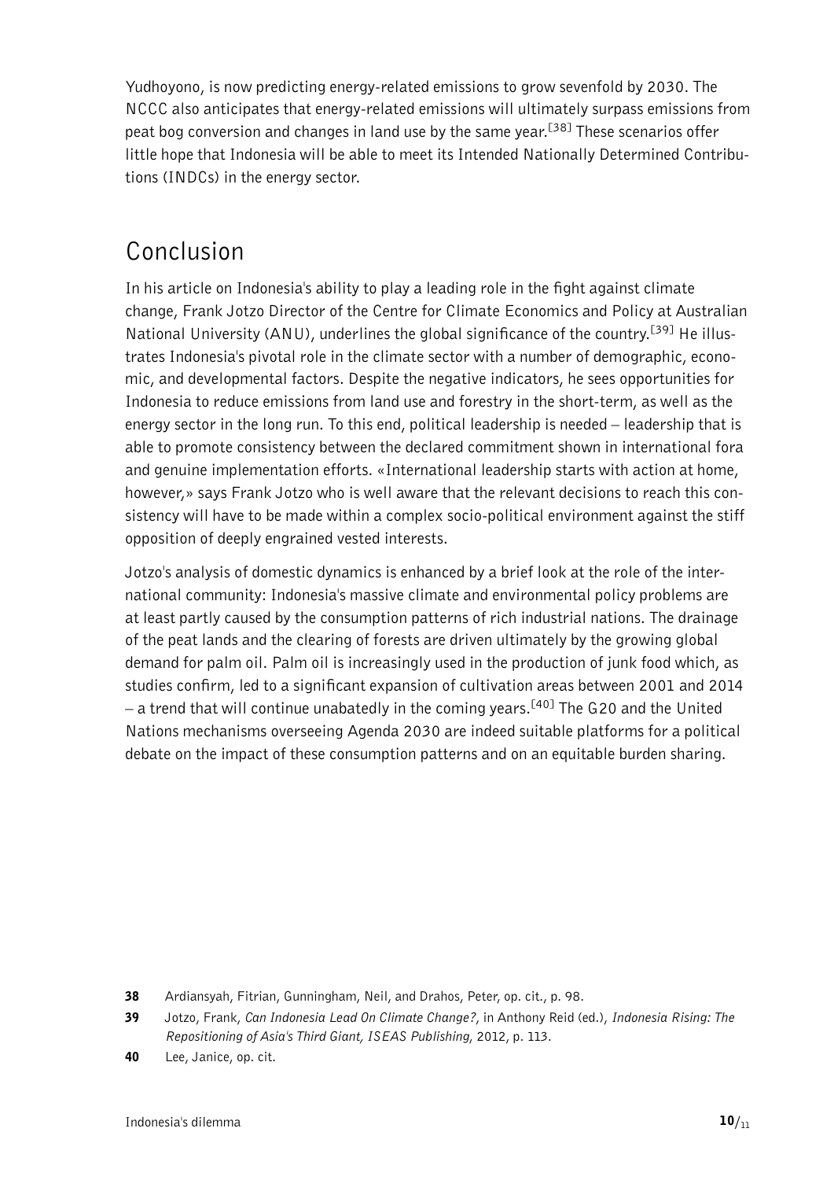Yudhoyono, is now predicting energy-related emissions to grow sevenfold by 2030. The NCCC also anticipates that energy-related emissions will ultimately surpass emissions from peat bog conversion and changes in land use by the same year.[38] These scenarios offer little hope that Indonesia will be able to meet its Intended Nationally Determined Contributions (INDCs) in the energy sector.

## Conclusion

In his article on Indonesia's ability to play a leading role in the fight against climate change, Frank Jotzo Director of the Centre for Climate Economics and Policy at Australian National University (ANU), underlines the global significance of the country.[39] He illustrates Indonesia's pivotal role in the climate sector with a number of demographic, economic, and developmental factors. Despite the negative indicators, he sees opportunities for Indonesia to reduce emissions from land use and forestry in the short-term, as well as the energy sector in the long run. To this end, political leadership is needed – leadership that is able to promote consistency between the declared commitment shown in international fora and genuine implementation efforts. «International leadership starts with action at home, however,» says Frank Jotzo who is well aware that the relevant decisions to reach this consistency will have to be made within a complex socio-political environment against the stiff opposition of deeply engrained vested interests.

Jotzo's analysis of domestic dynamics is enhanced by a brief look at the role of the international community: Indonesia's massive climate and environmental policy problems are at least partly caused by the consumption patterns of rich industrial nations. The drainage of the peat lands and the clearing of forests are driven ultimately by the growing global demand for palm oil. Palm oil is increasingly used in the production of junk food which, as studies confirm, led to a significant expansion of cultivation areas between 2001 and 2014 – a trend that will continue unabatedly in the coming years.[40] The G20 and the United Nations mechanisms overseeing Agenda 2030 are indeed suitable platforms for a political debate on the impact of these consumption patterns and on an equitable burden sharing.

**38** Ardiansyah, Fitrian, Gunningham, Neil, and Drahos, Peter, op. cit., p. 98.

**39** Jotzo, Frank, *Can Indonesia Lead On Climate Change?*, in Anthony Reid (ed.), *Indonesia Rising: The Repositioning of Asia's Third Giant, ISEAS Publishing*, 2012, p. 113.

**40** Lee, Janice, op. cit.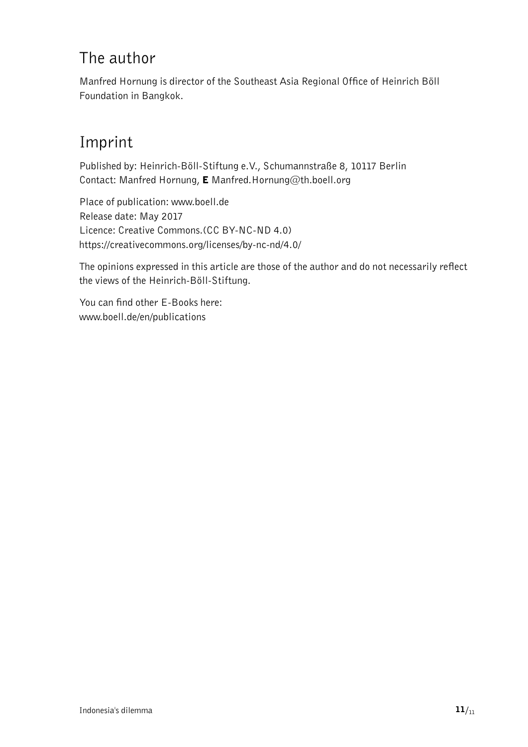## The author

Manfred Hornung is director of the Southeast Asia Regional Office of Heinrich Böll Foundation in Bangkok.

## Imprint

Published by: Heinrich-Böll-Stiftung e.V., Schumannstraße 8, 10117 Berlin
Contact: Manfred Hornung, **E** Manfred.Hornung@th.boell.org

Place of publication: www.boell.de
Release date: May 2017
Licence: Creative Commons.(CC BY-NC-ND 4.0)
https://creativecommons.org/licenses/by-nc-nd/4.0/

The opinions expressed in this article are those of the author and do not necessarily reflect the views of the Heinrich-Böll-Stiftung.

You can find other E-Books here:
www.boell.de/en/publications